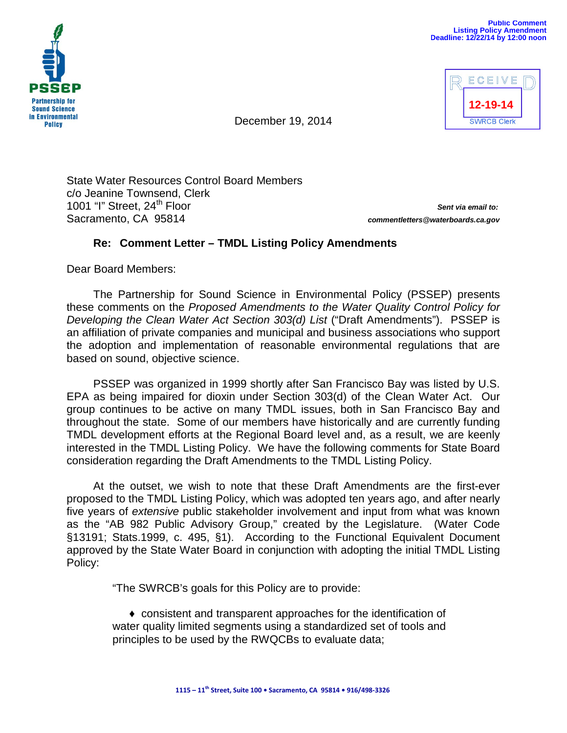Public Comment
Listing Policy Amendment
Deadline: 12/22/14 by 12:00 noon

PSSEP
Partnership for Sound Science in Environmental Policy

RECEIVED
12-19-14
SWRCB Clerk

December 19, 2014

State Water Resources Control Board Members
c/o Jeanine Townsend, Clerk
1001 "I" Street, 24th Floor
Sacramento, CA 95814

***Sent via email to:***
***commentletters@waterboards.ca.gov***

**Re: Comment Letter – TMDL Listing Policy Amendments**

Dear Board Members:

The Partnership for Sound Science in Environmental Policy (PSSEP) presents these comments on the *Proposed Amendments to the Water Quality Control Policy for Developing the Clean Water Act Section 303(d) List* ("Draft Amendments"). PSSEP is an affiliation of private companies and municipal and business associations who support the adoption and implementation of reasonable environmental regulations that are based on sound, objective science.

PSSEP was organized in 1999 shortly after San Francisco Bay was listed by U.S. EPA as being impaired for dioxin under Section 303(d) of the Clean Water Act. Our group continues to be active on many TMDL issues, both in San Francisco Bay and throughout the state. Some of our members have historically and are currently funding TMDL development efforts at the Regional Board level and, as a result, we are keenly interested in the TMDL Listing Policy. We have the following comments for State Board consideration regarding the Draft Amendments to the TMDL Listing Policy.

At the outset, we wish to note that these Draft Amendments are the first-ever proposed to the TMDL Listing Policy, which was adopted ten years ago, and after nearly five years of *extensive* public stakeholder involvement and input from what was known as the "AB 982 Public Advisory Group," created by the Legislature. (Water Code §13191; Stats.1999, c. 495, §1). According to the Functional Equivalent Document approved by the State Water Board in conjunction with adopting the initial TMDL Listing Policy:

> "The SWRCB's goals for this Policy are to provide:
>
> ♦ consistent and transparent approaches for the identification of water quality limited segments using a standardized set of tools and principles to be used by the RWQCBs to evaluate data;

1115 – 11th Street, Suite 100 • Sacramento, CA 95814 • 916/498-3326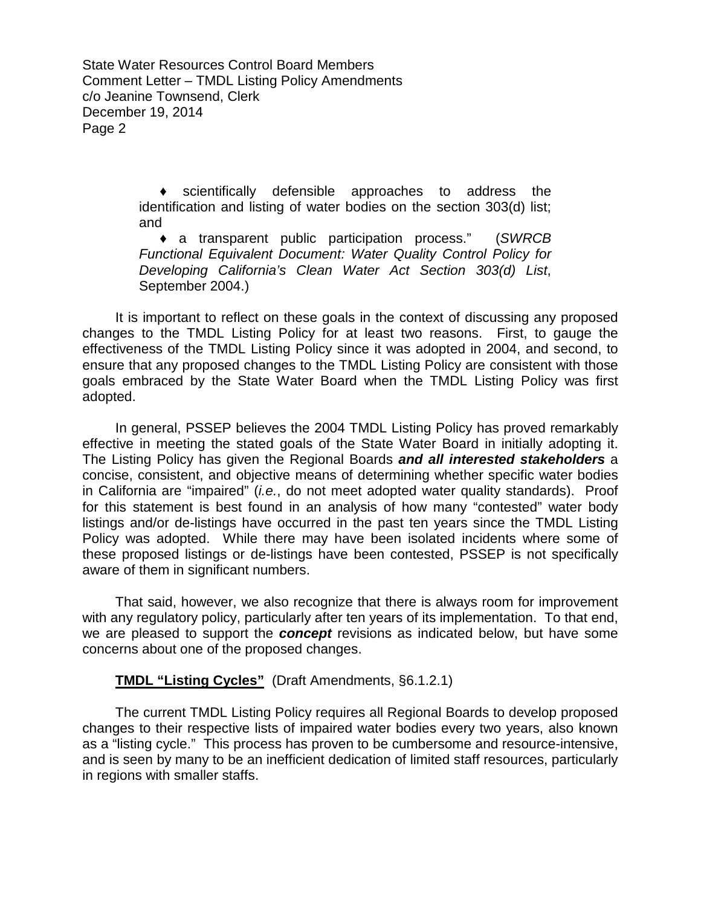♦ scientifically defensible approaches to address the identification and listing of water bodies on the section 303(d) list; and

♦ a transparent public participation process." (*SWRCB Functional Equivalent Document: Water Quality Control Policy for Developing California's Clean Water Act Section 303(d) List*, September 2004.)

It is important to reflect on these goals in the context of discussing any proposed changes to the TMDL Listing Policy for at least two reasons. First, to gauge the effectiveness of the TMDL Listing Policy since it was adopted in 2004, and second, to ensure that any proposed changes to the TMDL Listing Policy are consistent with those goals embraced by the State Water Board when the TMDL Listing Policy was first adopted.

In general, PSSEP believes the 2004 TMDL Listing Policy has proved remarkably effective in meeting the stated goals of the State Water Board in initially adopting it. The Listing Policy has given the Regional Boards ***and all interested stakeholders*** a concise, consistent, and objective means of determining whether specific water bodies in California are "impaired" (*i.e.*, do not meet adopted water quality standards). Proof for this statement is best found in an analysis of how many "contested" water body listings and/or de-listings have occurred in the past ten years since the TMDL Listing Policy was adopted. While there may have been isolated incidents where some of these proposed listings or de-listings have been contested, PSSEP is not specifically aware of them in significant numbers.

That said, however, we also recognize that there is always room for improvement with any regulatory policy, particularly after ten years of its implementation. To that end, we are pleased to support the ***concept*** revisions as indicated below, but have some concerns about one of the proposed changes.

**<u>TMDL "Listing Cycles"</u>** (Draft Amendments, §6.1.2.1)

The current TMDL Listing Policy requires all Regional Boards to develop proposed changes to their respective lists of impaired water bodies every two years, also known as a "listing cycle." This process has proven to be cumbersome and resource-intensive, and is seen by many to be an inefficient dedication of limited staff resources, particularly in regions with smaller staffs.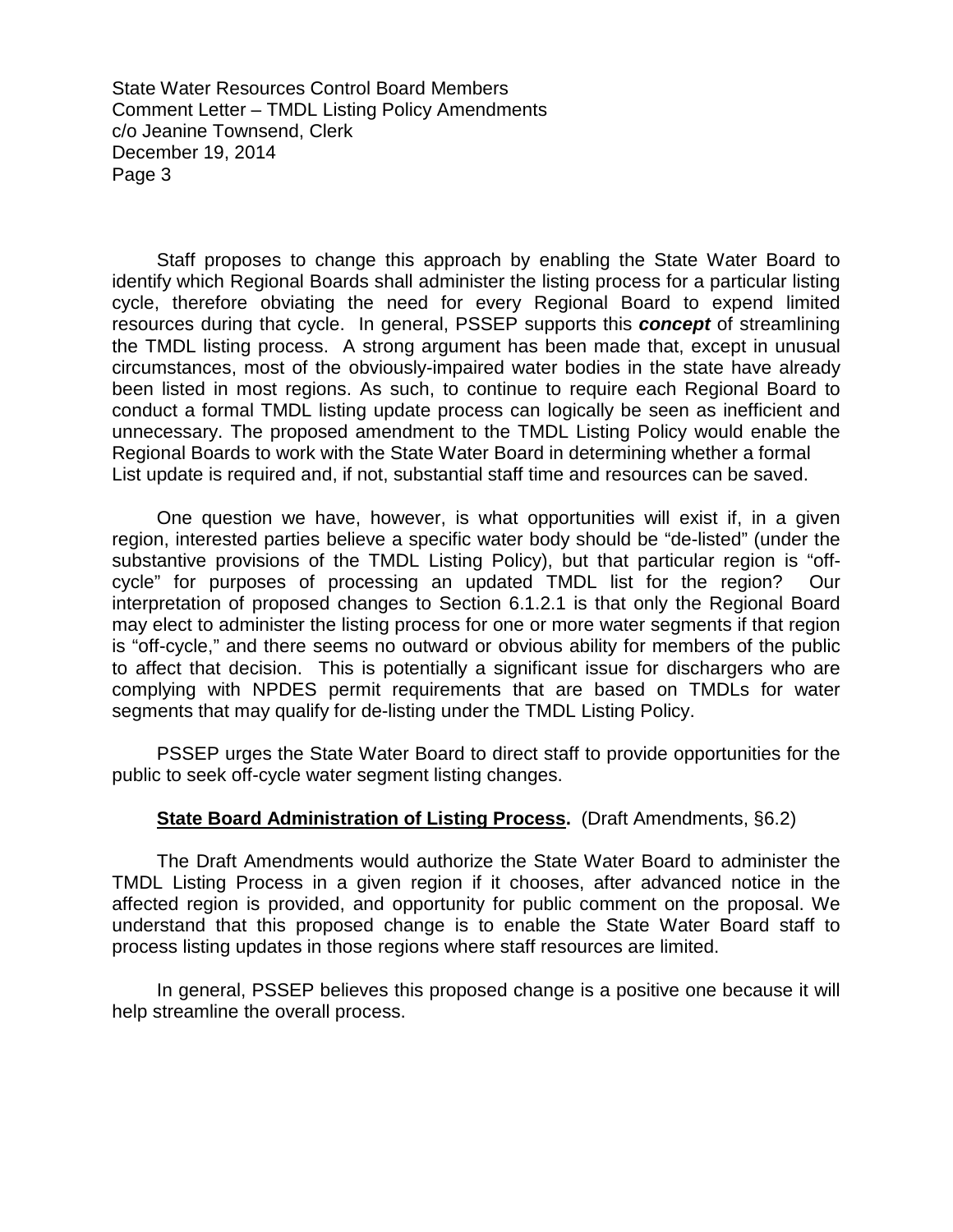Staff proposes to change this approach by enabling the State Water Board to identify which Regional Boards shall administer the listing process for a particular listing cycle, therefore obviating the need for every Regional Board to expend limited resources during that cycle. In general, PSSEP supports this ***concept*** of streamlining the TMDL listing process. A strong argument has been made that, except in unusual circumstances, most of the obviously-impaired water bodies in the state have already been listed in most regions. As such, to continue to require each Regional Board to conduct a formal TMDL listing update process can logically be seen as inefficient and unnecessary. The proposed amendment to the TMDL Listing Policy would enable the Regional Boards to work with the State Water Board in determining whether a formal List update is required and, if not, substantial staff time and resources can be saved.

One question we have, however, is what opportunities will exist if, in a given region, interested parties believe a specific water body should be "de-listed" (under the substantive provisions of the TMDL Listing Policy), but that particular region is "off-cycle" for purposes of processing an updated TMDL list for the region? Our interpretation of proposed changes to Section 6.1.2.1 is that only the Regional Board may elect to administer the listing process for one or more water segments if that region is "off-cycle," and there seems no outward or obvious ability for members of the public to affect that decision. This is potentially a significant issue for dischargers who are complying with NPDES permit requirements that are based on TMDLs for water segments that may qualify for de-listing under the TMDL Listing Policy.

PSSEP urges the State Water Board to direct staff to provide opportunities for the public to seek off-cycle water segment listing changes.

**State Board Administration of Listing Process.** (Draft Amendments, §6.2)

The Draft Amendments would authorize the State Water Board to administer the TMDL Listing Process in a given region if it chooses, after advanced notice in the affected region is provided, and opportunity for public comment on the proposal. We understand that this proposed change is to enable the State Water Board staff to process listing updates in those regions where staff resources are limited.

In general, PSSEP believes this proposed change is a positive one because it will help streamline the overall process.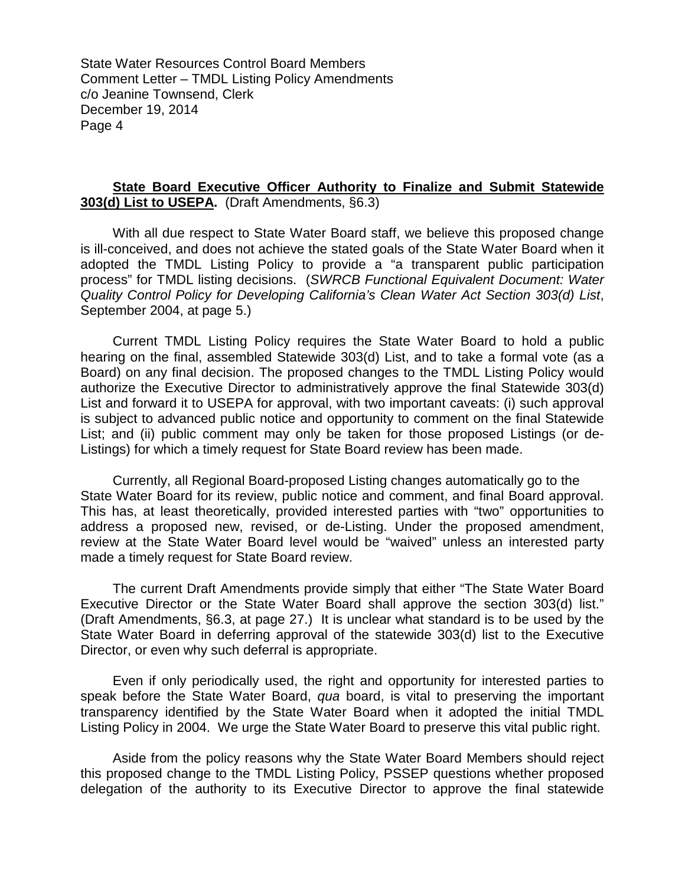**State Board Executive Officer Authority to Finalize and Submit Statewide 303(d) List to USEPA.** (Draft Amendments, §6.3)

With all due respect to State Water Board staff, we believe this proposed change is ill-conceived, and does not achieve the stated goals of the State Water Board when it adopted the TMDL Listing Policy to provide a "a transparent public participation process" for TMDL listing decisions. (*SWRCB Functional Equivalent Document: Water Quality Control Policy for Developing California's Clean Water Act Section 303(d) List*, September 2004, at page 5.)

Current TMDL Listing Policy requires the State Water Board to hold a public hearing on the final, assembled Statewide 303(d) List, and to take a formal vote (as a Board) on any final decision. The proposed changes to the TMDL Listing Policy would authorize the Executive Director to administratively approve the final Statewide 303(d) List and forward it to USEPA for approval, with two important caveats: (i) such approval is subject to advanced public notice and opportunity to comment on the final Statewide List; and (ii) public comment may only be taken for those proposed Listings (or de-Listings) for which a timely request for State Board review has been made.

Currently, all Regional Board-proposed Listing changes automatically go to the State Water Board for its review, public notice and comment, and final Board approval. This has, at least theoretically, provided interested parties with "two" opportunities to address a proposed new, revised, or de-Listing. Under the proposed amendment, review at the State Water Board level would be "waived" unless an interested party made a timely request for State Board review.

The current Draft Amendments provide simply that either "The State Water Board Executive Director or the State Water Board shall approve the section 303(d) list." (Draft Amendments, §6.3, at page 27.) It is unclear what standard is to be used by the State Water Board in deferring approval of the statewide 303(d) list to the Executive Director, or even why such deferral is appropriate.

Even if only periodically used, the right and opportunity for interested parties to speak before the State Water Board, *qua* board, is vital to preserving the important transparency identified by the State Water Board when it adopted the initial TMDL Listing Policy in 2004. We urge the State Water Board to preserve this vital public right.

Aside from the policy reasons why the State Water Board Members should reject this proposed change to the TMDL Listing Policy, PSSEP questions whether proposed delegation of the authority to its Executive Director to approve the final statewide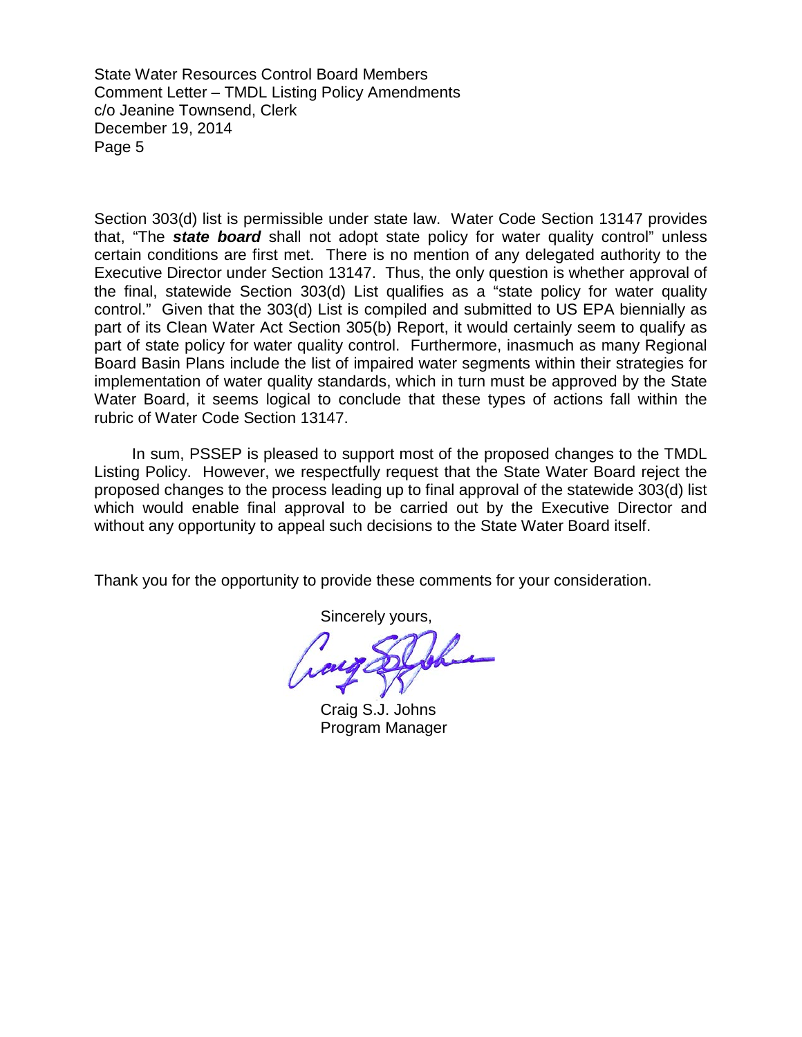Section 303(d) list is permissible under state law. Water Code Section 13147 provides that, "The ***state board*** shall not adopt state policy for water quality control" unless certain conditions are first met. There is no mention of any delegated authority to the Executive Director under Section 13147. Thus, the only question is whether approval of the final, statewide Section 303(d) List qualifies as a "state policy for water quality control." Given that the 303(d) List is compiled and submitted to US EPA biennially as part of its Clean Water Act Section 305(b) Report, it would certainly seem to qualify as part of state policy for water quality control. Furthermore, inasmuch as many Regional Board Basin Plans include the list of impaired water segments within their strategies for implementation of water quality standards, which in turn must be approved by the State Water Board, it seems logical to conclude that these types of actions fall within the rubric of Water Code Section 13147.

In sum, PSSEP is pleased to support most of the proposed changes to the TMDL Listing Policy. However, we respectfully request that the State Water Board reject the proposed changes to the process leading up to final approval of the statewide 303(d) list which would enable final approval to be carried out by the Executive Director and without any opportunity to appeal such decisions to the State Water Board itself.

Thank you for the opportunity to provide these comments for your consideration.

Sincerely yours,

Craig S.J. Johns
Program Manager